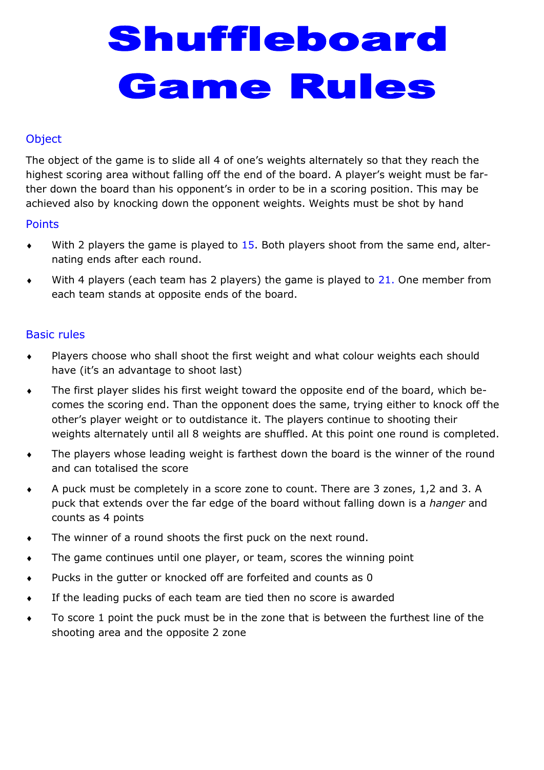# Shuffleboard Game Rules

## Object

The object of the game is to slide all 4 of one's weights alternately so that they reach the highest scoring area without falling off the end of the board. A player's weight must be farther down the board than his opponent's in order to be in a scoring position. This may be achieved also by knocking down the opponent weights. Weights must be shot by hand

## Points

- With 2 players the game is played to 15. Both players shoot from the same end, alternating ends after each round.
- With 4 players (each team has 2 players) the game is played to 21. One member from each team stands at opposite ends of the board.

## Basic rules

- Players choose who shall shoot the first weight and what colour weights each should have (it's an advantage to shoot last)
- The first player slides his first weight toward the opposite end of the board, which becomes the scoring end. Than the opponent does the same, trying either to knock off the other's player weight or to outdistance it. The players continue to shooting their weights alternately until all 8 weights are shuffled. At this point one round is completed.
- The players whose leading weight is farthest down the board is the winner of the round and can totalised the score
- A puck must be completely in a score zone to count. There are 3 zones, 1,2 and 3. A puck that extends over the far edge of the board without falling down is a *hanger* and counts as 4 points
- The winner of a round shoots the first puck on the next round.
- The game continues until one player, or team, scores the winning point
- Pucks in the gutter or knocked off are forfeited and counts as 0
- If the leading pucks of each team are tied then no score is awarded
- To score 1 point the puck must be in the zone that is between the furthest line of the shooting area and the opposite 2 zone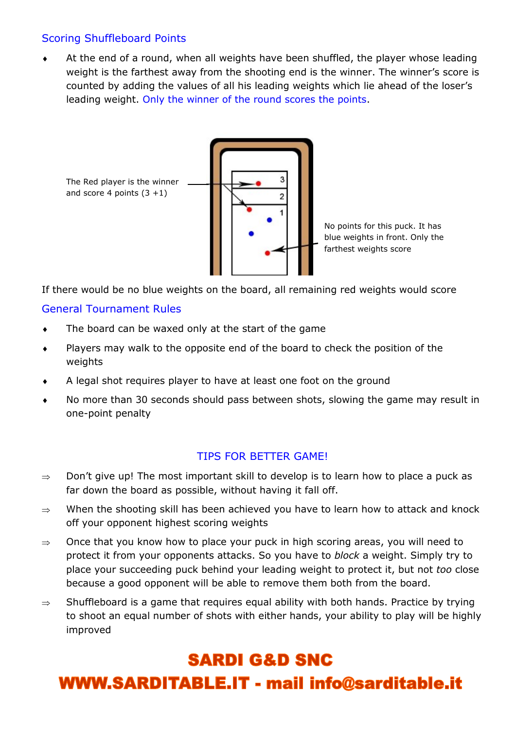## Scoring Shuffleboard Points

- At the end of a round, when all weights have been shuffled, the player whose leading weight is the farthest away from the shooting end is the winner. The winner's score is counted by adding the values of all his leading weights which lie ahead of the loser's leading weight. Only the winner of the round scores the points.

The Red player is the winner and score 4 points (3 +1)

3

2

1

No points for this puck. It has blue weights in front. Only the farthest weights score

If there would be no blue weights on the board, all remaining red weights would score

## General Tournament Rules

- The board can be waxed only at the start of the game
- Players may walk to the opposite end of the board to check the position of the weights
- A legal shot requires player to have at least one foot on the ground
- No more than 30 seconds should pass between shots, slowing the game may result in one-point penalty

## TIPS FOR BETTER GAME!

⇒ Don't give up! The most important skill to develop is to learn how to place a puck as far down the board as possible, without having it fall off.

⇒ When the shooting skill has been achieved you have to learn how to attack and knock off your opponent highest scoring weights

⇒ Once that you know how to place your puck in high scoring areas, you will need to protect it from your opponents attacks. So you have to *block* a weight. Simply try to place your succeeding puck behind your leading weight to protect it, but not *too* close because a good opponent will be able to remove them both from the board.

⇒ Shuffleboard is a game that requires equal ability with both hands. Practice by trying to shoot an equal number of shots with either hands, your ability to play will be highly improved

**SARDI G&D SNC**

**WWW.SARDITABLE.IT - mail info@sarditable.it**